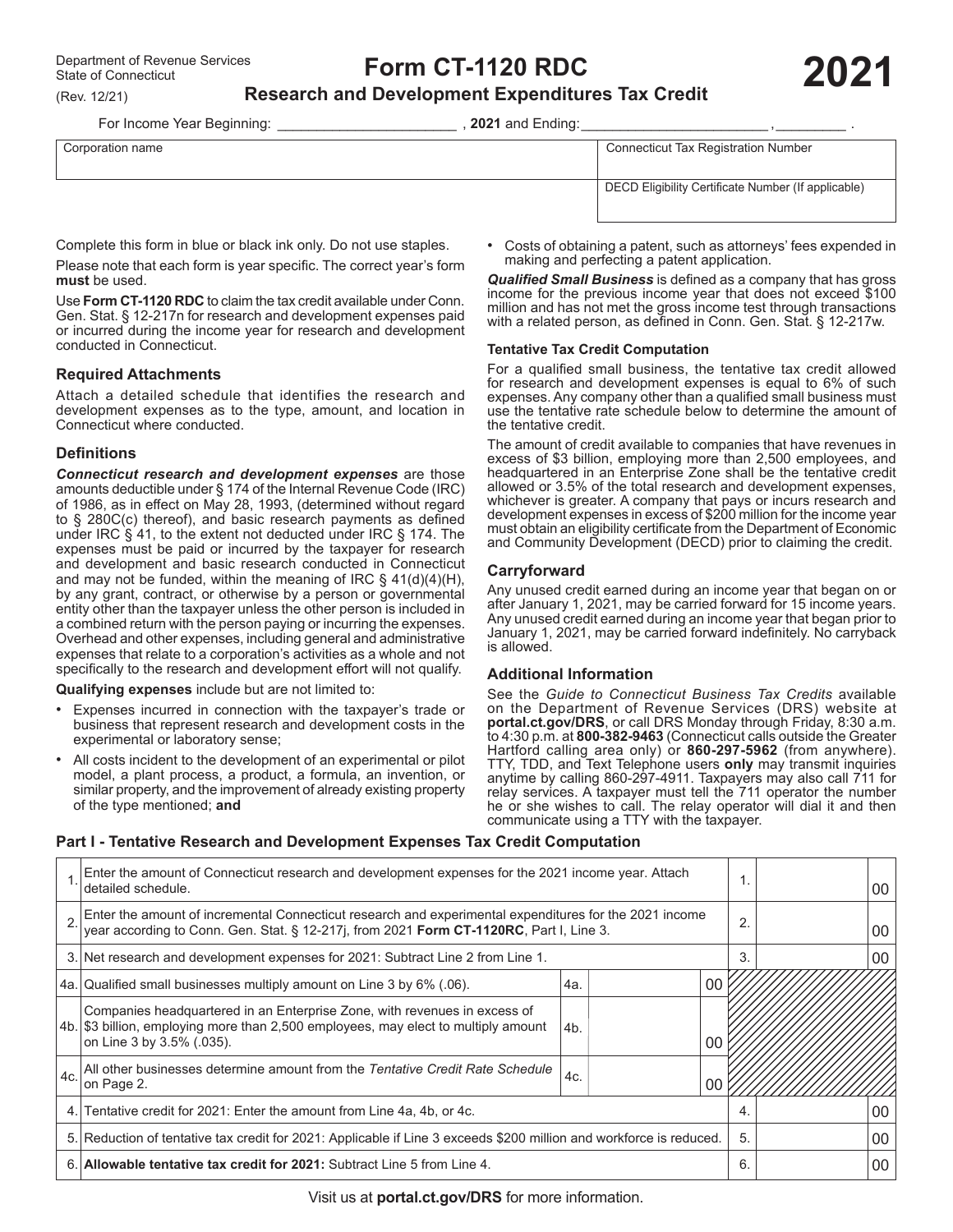Department of Revenue Services
State of Connecticut
(Rev. 12/21)

# Form CT-1120 RDC

## Research and Development Expenditures Tax Credit

# 2021

For Income Year Beginning: ______________________ , **2021** and Ending: ________________________ , _________ .

| Corporation name | Connecticut Tax Registration Number |
|---|---|
| | DECD Eligibility Certificate Number (If applicable) |

Complete this form in blue or black ink only. Do not use staples.

Please note that each form is year specific. The correct year's form **must** be used.

Use **Form CT-1120 RDC** to claim the tax credit available under Conn. Gen. Stat. § 12-217n for research and development expenses paid or incurred during the income year for research and development conducted in Connecticut.

### Required Attachments

Attach a detailed schedule that identifies the research and development expenses as to the type, amount, and location in Connecticut where conducted.

### Definitions

***Connecticut research and development expenses*** are those amounts deductible under § 174 of the Internal Revenue Code (IRC) of 1986, as in effect on May 28, 1993, (determined without regard to § 280C(c) thereof), and basic research payments as defined under IRC § 41, to the extent not deducted under IRC § 174. The expenses must be paid or incurred by the taxpayer for research and development and basic research conducted in Connecticut and may not be funded, within the meaning of IRC § 41(d)(4)(H), by any grant, contract, or otherwise by a person or governmental entity other than the taxpayer unless the other person is included in a combined return with the person paying or incurring the expenses. Overhead and other expenses, including general and administrative expenses that relate to a corporation's activities as a whole and not specifically to the research and development effort will not qualify.

**Qualifying expenses** include but are not limited to:

- Expenses incurred in connection with the taxpayer's trade or business that represent research and development costs in the experimental or laboratory sense;
- All costs incident to the development of an experimental or pilot model, a plant process, a product, a formula, an invention, or similar property, and the improvement of already existing property of the type mentioned; **and**
- Costs of obtaining a patent, such as attorneys' fees expended in making and perfecting a patent application.

***Qualified Small Business*** is defined as a company that has gross income for the previous income year that does not exceed $100 million and has not met the gross income test through transactions with a related person, as defined in Conn. Gen. Stat. § 12-217w.

**Tentative Tax Credit Computation**

For a qualified small business, the tentative tax credit allowed for research and development expenses is equal to 6% of such expenses. Any company other than a qualified small business must use the tentative rate schedule below to determine the amount of the tentative credit.

The amount of credit available to companies that have revenues in excess of $3 billion, employing more than 2,500 employees, and headquartered in an Enterprise Zone shall be the tentative credit allowed or 3.5% of the total research and development expenses, whichever is greater. A company that pays or incurs research and development expenses in excess of $200 million for the income year must obtain an eligibility certificate from the Department of Economic and Community Development (DECD) prior to claiming the credit.

### Carryforward

Any unused credit earned during an income year that began on or after January 1, 2021, may be carried forward for 15 income years. Any unused credit earned during an income year that began prior to January 1, 2021, may be carried forward indefinitely. No carryback is allowed.

### Additional Information

See the *Guide to Connecticut Business Tax Credits* available on the Department of Revenue Services (DRS) website at **portal.ct.gov/DRS**, or call DRS Monday through Friday, 8:30 a.m. to 4:30 p.m. at **800-382-9463** (Connecticut calls outside the Greater Hartford calling area only) or **860-297-5962** (from anywhere). TTY, TDD, and Text Telephone users **only** may transmit inquiries anytime by calling 860-297-4911. Taxpayers may also call 711 for relay services. A taxpayer must tell the 711 operator the number he or she wishes to call. The relay operator will dial it and then communicate using a TTY with the taxpayer.

### Part I - Tentative Research and Development Expenses Tax Credit Computation

| | | | | | |
|---|---|---|---|---|---|
| 1. | Enter the amount of Connecticut research and development expenses for the 2021 income year. Attach detailed schedule. | | | 1. | 00 |
| 2. | Enter the amount of incremental Connecticut research and experimental expenditures for the 2021 income year according to Conn. Gen. Stat. § 12-217j, from 2021 **Form CT-1120RC**, Part I, Line 3. | | | 2. | 00 |
| 3. | Net research and development expenses for 2021: Subtract Line 2 from Line 1. | | | 3. | 00 |
| 4a. | Qualified small businesses multiply amount on Line 3 by 6% (.06). | 4a. | 00 | | |
| 4b. | Companies headquartered in an Enterprise Zone, with revenues in excess of $3 billion, employing more than 2,500 employees, may elect to multiply amount on Line 3 by 3.5% (.035). | 4b. | 00 | | |
| 4c. | All other businesses determine amount from the *Tentative Credit Rate Schedule* on Page 2. | 4c. | 00 | | |
| 4. | Tentative credit for 2021: Enter the amount from Line 4a, 4b, or 4c. | | | 4. | 00 |
| 5. | Reduction of tentative tax credit for 2021: Applicable if Line 3 exceeds $200 million and workforce is reduced. | | | 5. | 00 |
| 6. | **Allowable tentative tax credit for 2021:** Subtract Line 5 from Line 4. | | | 6. | 00 |

Visit us at **portal.ct.gov/DRS** for more information.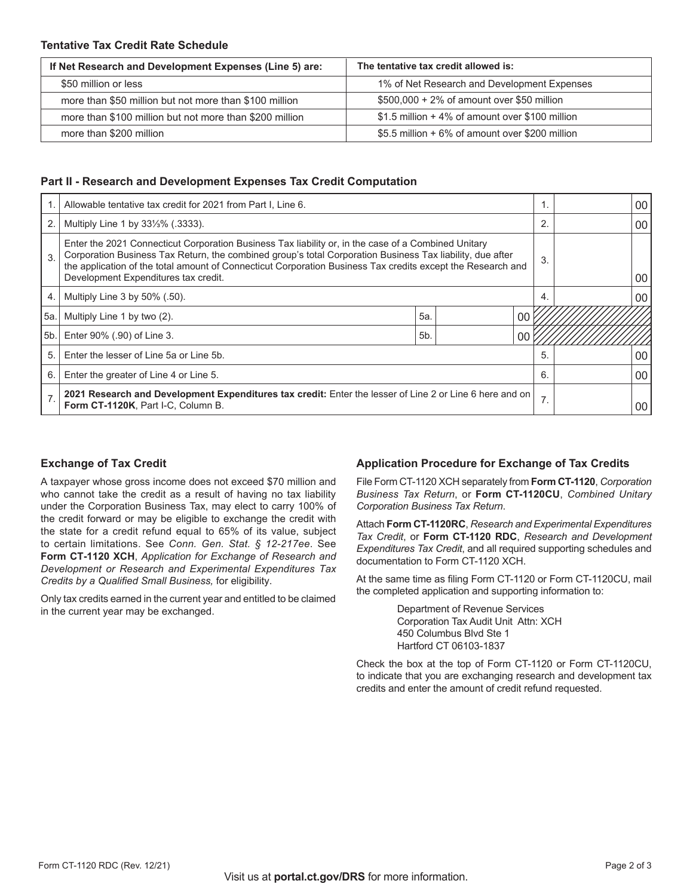### Tentative Tax Credit Rate Schedule

| If Net Research and Development Expenses (Line 5) are: | The tentative tax credit allowed is: |
|---|---|
| $50 million or less | 1% of Net Research and Development Expenses |
| more than $50 million but not more than $100 million | $500,000 + 2% of amount over $50 million |
| more than $100 million but not more than $200 million | $1.5 million + 4% of amount over $100 million |
| more than $200 million | $5.5 million + 6% of amount over $200 million |

### Part II - Research and Development Expenses Tax Credit Computation

| | | | | | | |
|---|---|---|---|---|---|---|
| 1. | Allowable tentative tax credit for 2021 from Part I, Line 6. | | | 1. | | 00 |
| 2. | Multiply Line 1 by 33⅓% (.3333). | | | 2. | | 00 |
| 3. | Enter the 2021 Connecticut Corporation Business Tax liability or, in the case of a Combined Unitary Corporation Business Tax Return, the combined group's total Corporation Business Tax liability, due after the application of the total amount of Connecticut Corporation Business Tax credits except the Research and Development Expenditures tax credit. | | | 3. | | 00 |
| 4. | Multiply Line 3 by 50% (.50). | | | 4. | | 00 |
| 5a. | Multiply Line 1 by two (2). | 5a. | 00 | | | |
| 5b. | Enter 90% (.90) of Line 3. | 5b. | 00 | | | |
| 5. | Enter the lesser of Line 5a or Line 5b. | | | 5. | | 00 |
| 6. | Enter the greater of Line 4 or Line 5. | | | 6. | | 00 |
| 7. | **2021 Research and Development Expenditures tax credit:** Enter the lesser of Line 2 or Line 6 here and on **Form CT-1120K**, Part I-C, Column B. | | | 7. | | 00 |

### Exchange of Tax Credit

A taxpayer whose gross income does not exceed $70 million and who cannot take the credit as a result of having no tax liability under the Corporation Business Tax, may elect to carry 100% of the credit forward or may be eligible to exchange the credit with the state for a credit refund equal to 65% of its value, subject to certain limitations. See *Conn. Gen. Stat. § 12-217ee*. See **Form CT-1120 XCH**, *Application for Exchange of Research and Development or Research and Experimental Expenditures Tax Credits by a Qualified Small Business,* for eligibility.

Only tax credits earned in the current year and entitled to be claimed in the current year may be exchanged.

### Application Procedure for Exchange of Tax Credits

File Form CT-1120 XCH separately from **Form CT-1120**, *Corporation Business Tax Return*, or **Form CT-1120CU**, *Combined Unitary Corporation Business Tax Return*.

Attach **Form CT-1120RC**, *Research and Experimental Expenditures Tax Credit*, or **Form CT-1120 RDC**, *Research and Development Expenditures Tax Credit*, and all required supporting schedules and documentation to Form CT-1120 XCH.

At the same time as filing Form CT-1120 or Form CT-1120CU, mail the completed application and supporting information to:

Department of Revenue Services
Corporation Tax Audit Unit Attn: XCH
450 Columbus Blvd Ste 1
Hartford CT 06103-1837

Check the box at the top of Form CT-1120 or Form CT-1120CU, to indicate that you are exchanging research and development tax credits and enter the amount of credit refund requested.

Visit us at **portal.ct.gov/DRS** for more information.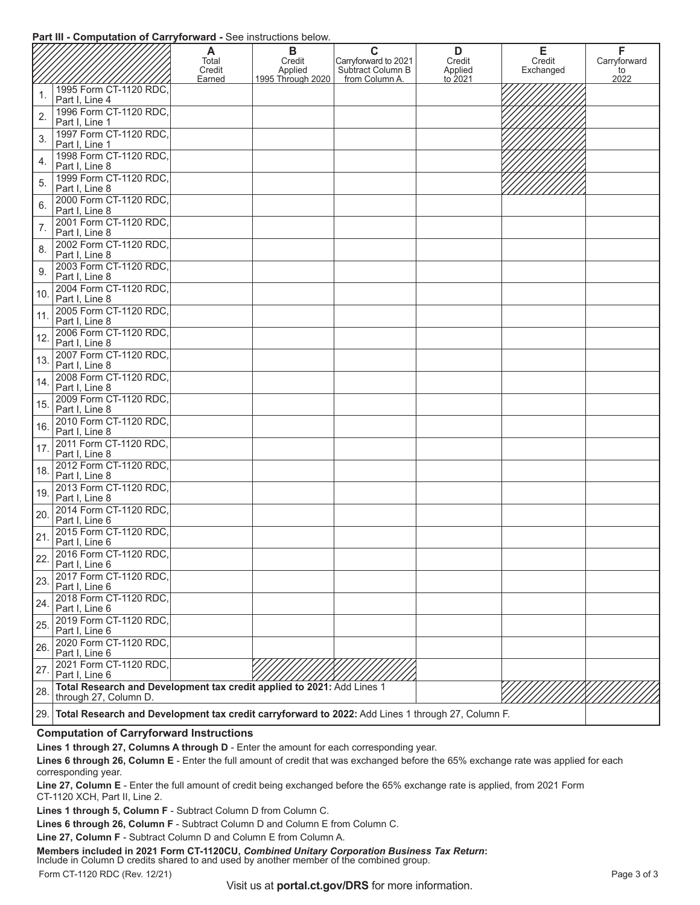**Part III - Computation of Carryforward -** See instructions below.

| | | A Total Credit Earned | B Credit Applied 1995 Through 2020 | C Carryforward to 2021 Subtract Column B from Column A. | D Credit Applied to 2021 | E Credit Exchanged | F Carryforward to 2022 |
|---|---|---|---|---|---|---|---|
| 1. | 1995 Form CT-1120 RDC, Part I, Line 4 | | | | | | |
| 2. | 1996 Form CT-1120 RDC, Part I, Line 1 | | | | | | |
| 3. | 1997 Form CT-1120 RDC, Part I, Line 1 | | | | | | |
| 4. | 1998 Form CT-1120 RDC, Part I, Line 8 | | | | | | |
| 5. | 1999 Form CT-1120 RDC, Part I, Line 8 | | | | | | |
| 6. | 2000 Form CT-1120 RDC, Part I, Line 8 | | | | | | |
| 7. | 2001 Form CT-1120 RDC, Part I, Line 8 | | | | | | |
| 8. | 2002 Form CT-1120 RDC, Part I, Line 8 | | | | | | |
| 9. | 2003 Form CT-1120 RDC, Part I, Line 8 | | | | | | |
| 10. | 2004 Form CT-1120 RDC, Part I, Line 8 | | | | | | |
| 11. | 2005 Form CT-1120 RDC, Part I, Line 8 | | | | | | |
| 12. | 2006 Form CT-1120 RDC, Part I, Line 8 | | | | | | |
| 13. | 2007 Form CT-1120 RDC, Part I, Line 8 | | | | | | |
| 14. | 2008 Form CT-1120 RDC, Part I, Line 8 | | | | | | |
| 15. | 2009 Form CT-1120 RDC, Part I, Line 8 | | | | | | |
| 16. | 2010 Form CT-1120 RDC, Part I, Line 8 | | | | | | |
| 17. | 2011 Form CT-1120 RDC, Part I, Line 8 | | | | | | |
| 18. | 2012 Form CT-1120 RDC, Part I, Line 8 | | | | | | |
| 19. | 2013 Form CT-1120 RDC, Part I, Line 8 | | | | | | |
| 20. | 2014 Form CT-1120 RDC, Part I, Line 6 | | | | | | |
| 21. | 2015 Form CT-1120 RDC, Part I, Line 6 | | | | | | |
| 22. | 2016 Form CT-1120 RDC, Part I, Line 6 | | | | | | |
| 23. | 2017 Form CT-1120 RDC, Part I, Line 6 | | | | | | |
| 24. | 2018 Form CT-1120 RDC, Part I, Line 6 | | | | | | |
| 25. | 2019 Form CT-1120 RDC, Part I, Line 6 | | | | | | |
| 26. | 2020 Form CT-1120 RDC, Part I, Line 6 | | | | | | |
| 27. | 2021 Form CT-1120 RDC, Part I, Line 6 | | | | | | |
| 28. | **Total Research and Development tax credit applied to 2021:** Add Lines 1 through 27, Column D. | | | | | | |
| 29. | **Total Research and Development tax credit carryforward to 2022:** Add Lines 1 through 27, Column F. | | | | | | |

### Computation of Carryforward Instructions

**Lines 1 through 27, Columns A through D** - Enter the amount for each corresponding year.

**Lines 6 through 26, Column E** - Enter the full amount of credit that was exchanged before the 65% exchange rate was applied for each corresponding year.

**Line 27, Column E** - Enter the full amount of credit being exchanged before the 65% exchange rate is applied, from 2021 Form CT-1120 XCH, Part II, Line 2.

**Lines 1 through 5, Column F** - Subtract Column D from Column C.

**Lines 6 through 26, Column F** - Subtract Column D and Column E from Column C.

**Line 27, Column F** - Subtract Column D and Column E from Column A.

**Members included in 2021 Form CT-1120CU, *Combined Unitary Corporation Business Tax Return*:**
Include in Column D credits shared to and used by another member of the combined group.

Form CT-1120 RDC (Rev. 12/21)

Visit us at **portal.ct.gov/DRS** for more information.